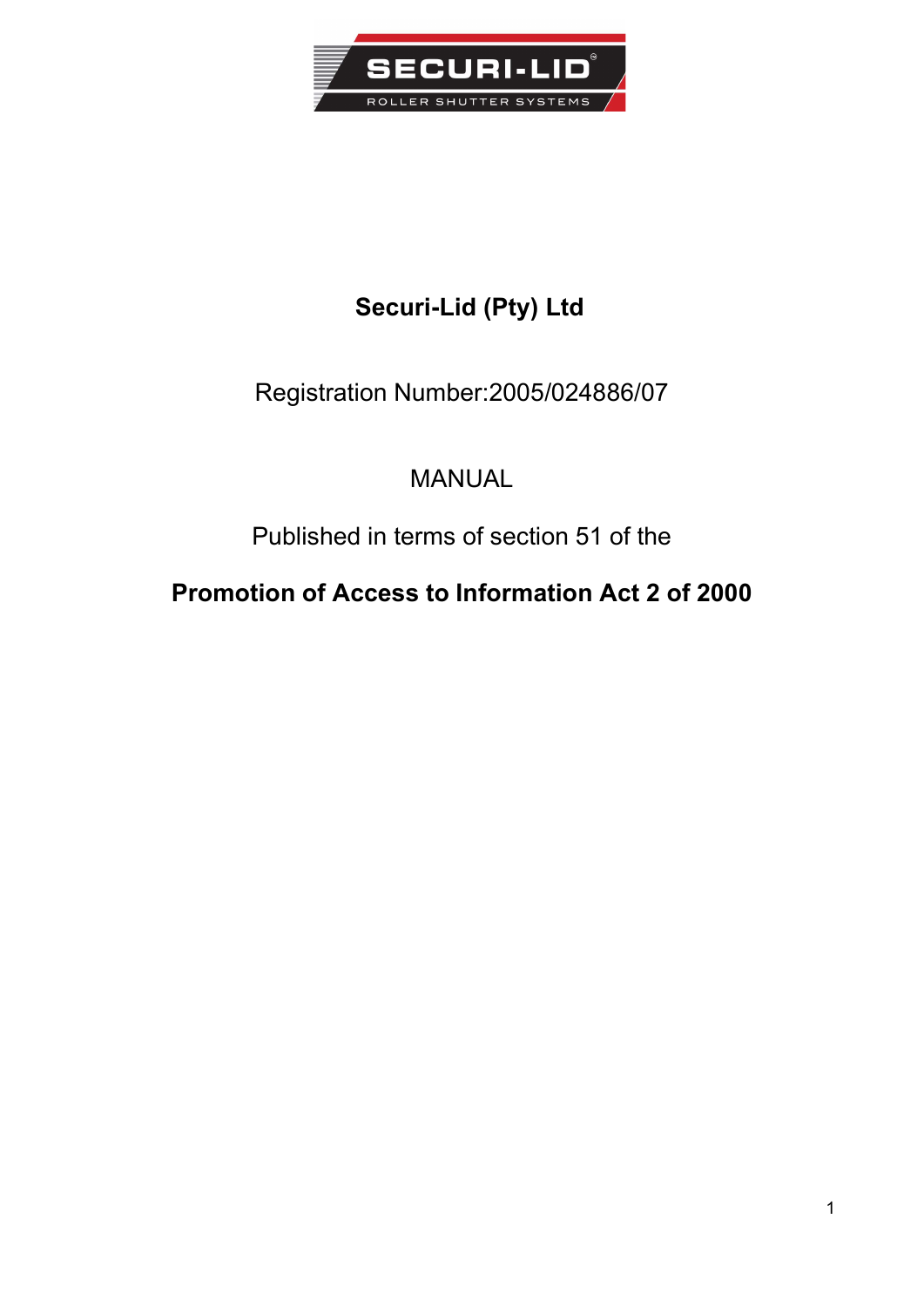# Securi-Lid (Pty) Ltd

Registration Number:2005/024886/07

MANUAL

Published in terms of section 51 of the

**Promotion of Access to Information Act 2 of 2000**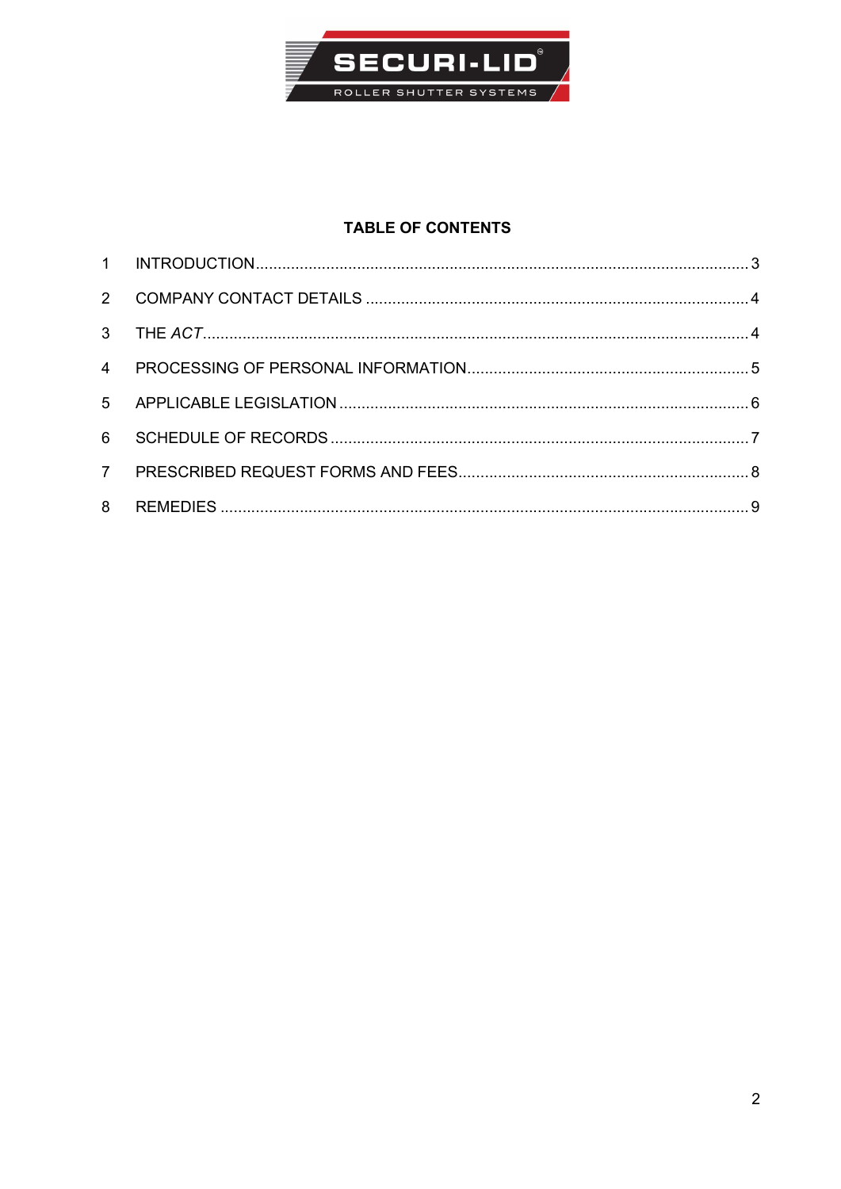## TABLE OF CONTENTS

| | | |
|---|---|---|
| 1 | INTRODUCTION | 3 |
| 2 | COMPANY CONTACT DETAILS | 4 |
| 3 | THE *ACT* | 4 |
| 4 | PROCESSING OF PERSONAL INFORMATION | 5 |
| 5 | APPLICABLE LEGISLATION | 6 |
| 6 | SCHEDULE OF RECORDS | 7 |
| 7 | PRESCRIBED REQUEST FORMS AND FEES | 8 |
| 8 | REMEDIES | 9 |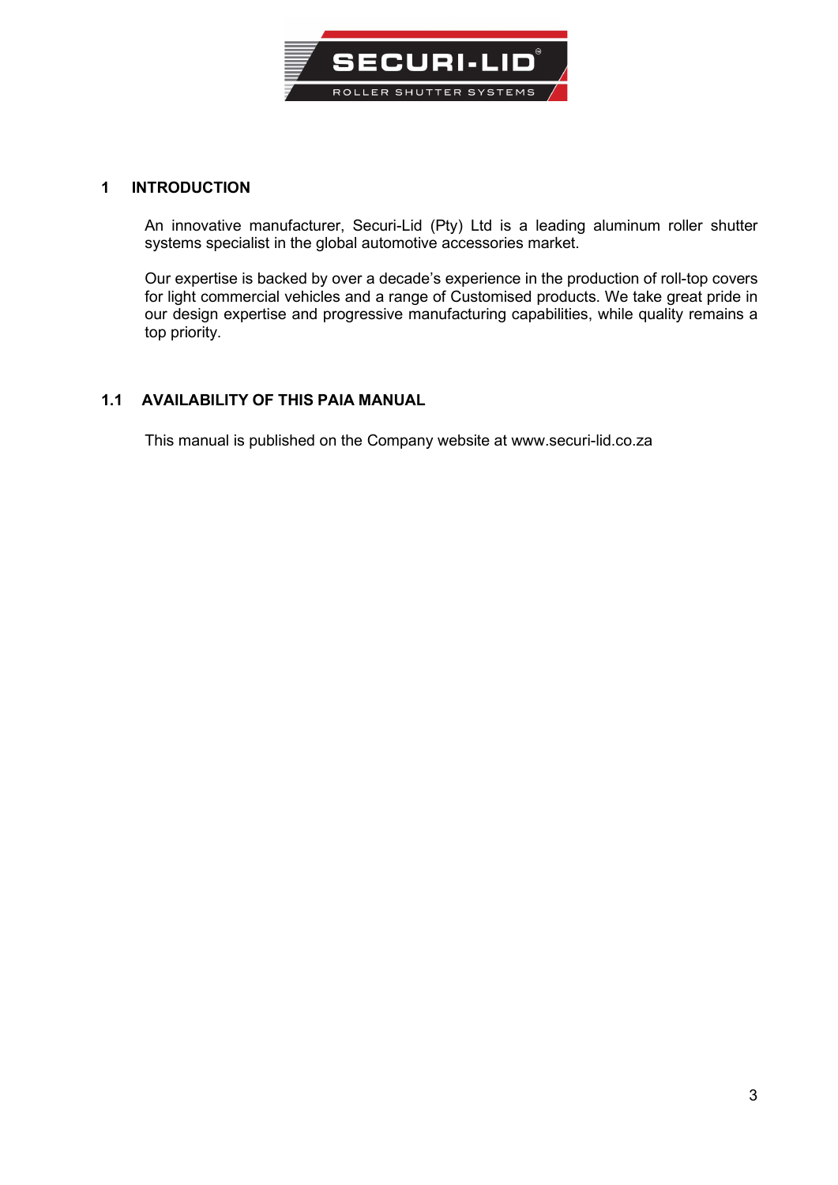## 1 INTRODUCTION

An innovative manufacturer, Securi-Lid (Pty) Ltd is a leading aluminum roller shutter systems specialist in the global automotive accessories market.

Our expertise is backed by over a decade's experience in the production of roll-top covers for light commercial vehicles and a range of Customised products. We take great pride in our design expertise and progressive manufacturing capabilities, while quality remains a top priority.

### 1.1 AVAILABILITY OF THIS PAIA MANUAL

This manual is published on the Company website at www.securi-lid.co.za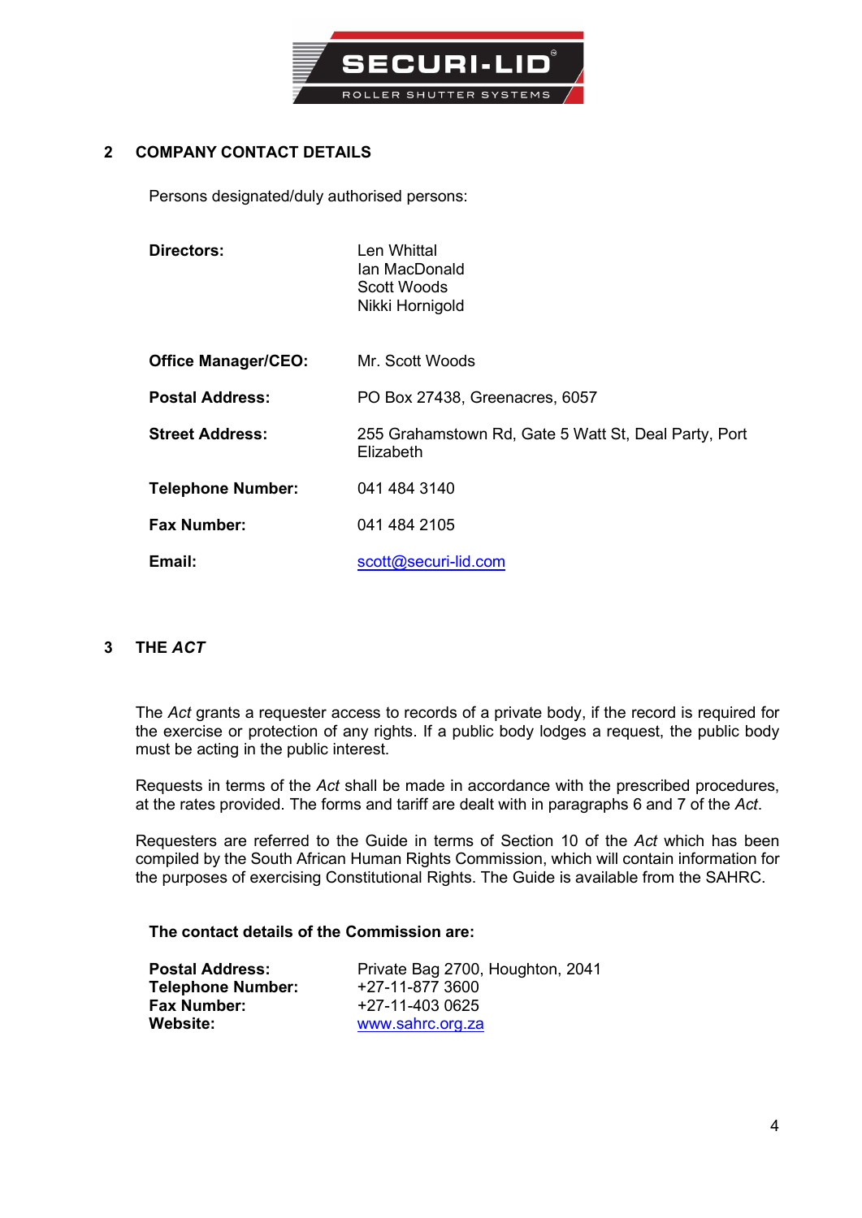## 2 COMPANY CONTACT DETAILS

Persons designated/duly authorised persons:

| | |
|---|---|
| **Directors:** | Len Whittal<br>Ian MacDonald<br>Scott Woods<br>Nikki Hornigold |
| **Office Manager/CEO:** | Mr. Scott Woods |
| **Postal Address:** | PO Box 27438, Greenacres, 6057 |
| **Street Address:** | 255 Grahamstown Rd, Gate 5 Watt St, Deal Party, Port Elizabeth |
| **Telephone Number:** | 041 484 3140 |
| **Fax Number:** | 041 484 2105 |
| **Email:** | scott@securi-lid.com |

## 3 THE *ACT*

The *Act* grants a requester access to records of a private body, if the record is required for the exercise or protection of any rights. If a public body lodges a request, the public body must be acting in the public interest.

Requests in terms of the *Act* shall be made in accordance with the prescribed procedures, at the rates provided. The forms and tariff are dealt with in paragraphs 6 and 7 of the *Act*.

Requesters are referred to the Guide in terms of Section 10 of the *Act* which has been compiled by the South African Human Rights Commission, which will contain information for the purposes of exercising Constitutional Rights. The Guide is available from the SAHRC.

**The contact details of the Commission are:**

| | |
|---|---|
| **Postal Address:** | Private Bag 2700, Houghton, 2041 |
| **Telephone Number:** | +27-11-877 3600 |
| **Fax Number:** | +27-11-403 0625 |
| **Website:** | www.sahrc.org.za |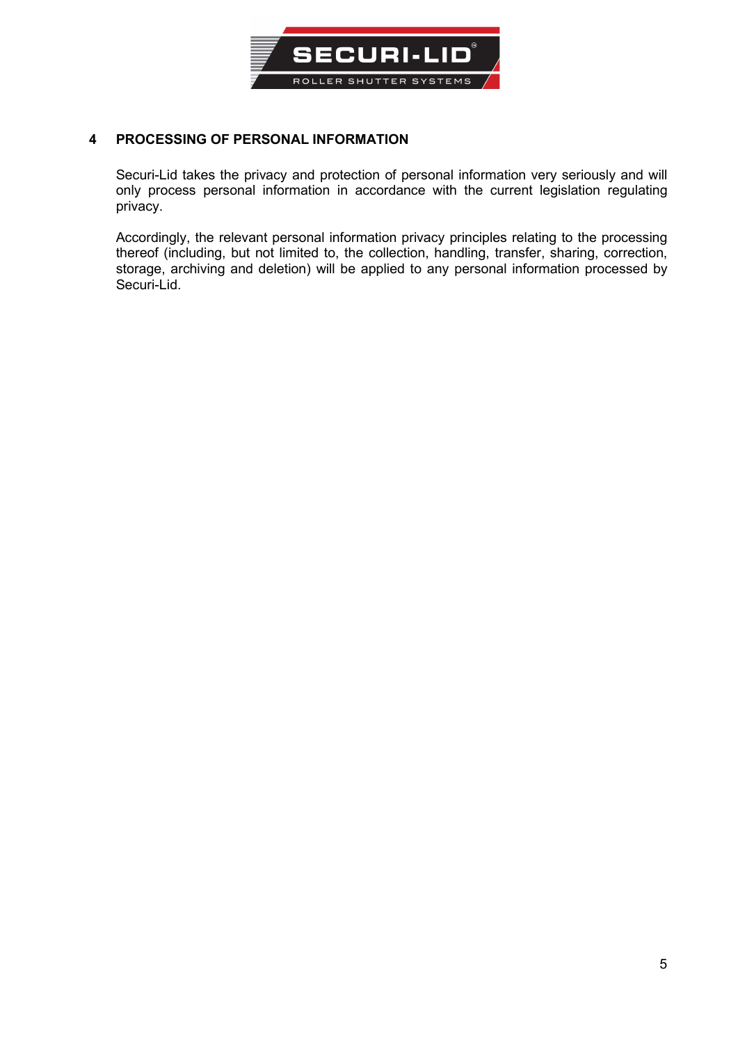## 4 PROCESSING OF PERSONAL INFORMATION

Securi-Lid takes the privacy and protection of personal information very seriously and will only process personal information in accordance with the current legislation regulating privacy.

Accordingly, the relevant personal information privacy principles relating to the processing thereof (including, but not limited to, the collection, handling, transfer, sharing, correction, storage, archiving and deletion) will be applied to any personal information processed by Securi-Lid.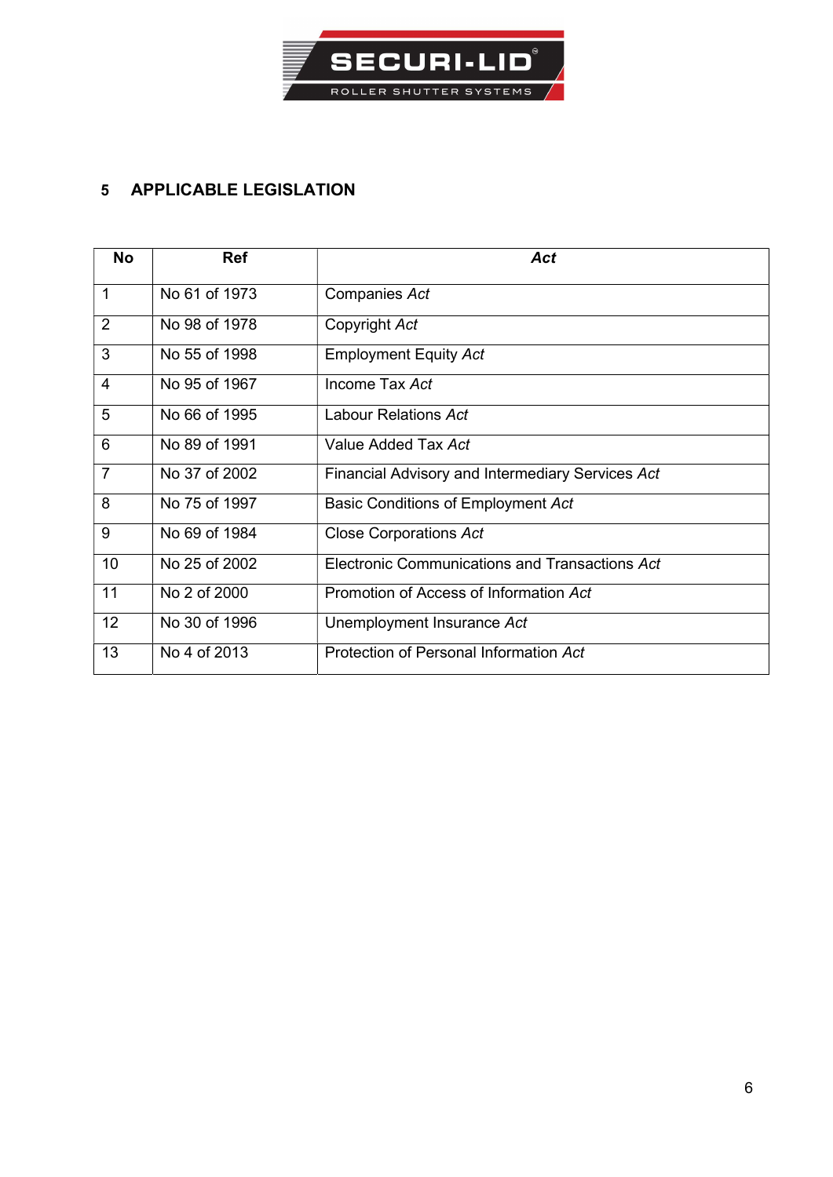## 5 APPLICABLE LEGISLATION

| No | Ref | *Act* |
|---|---|---|
| 1 | No 61 of 1973 | Companies *Act* |
| 2 | No 98 of 1978 | Copyright *Act* |
| 3 | No 55 of 1998 | Employment Equity *Act* |
| 4 | No 95 of 1967 | Income Tax *Act* |
| 5 | No 66 of 1995 | Labour Relations *Act* |
| 6 | No 89 of 1991 | Value Added Tax *Act* |
| 7 | No 37 of 2002 | Financial Advisory and Intermediary Services *Act* |
| 8 | No 75 of 1997 | Basic Conditions of Employment *Act* |
| 9 | No 69 of 1984 | Close Corporations *Act* |
| 10 | No 25 of 2002 | Electronic Communications and Transactions *Act* |
| 11 | No 2 of 2000 | Promotion of Access of Information *Act* |
| 12 | No 30 of 1996 | Unemployment Insurance *Act* |
| 13 | No 4 of 2013 | Protection of Personal Information *Act* |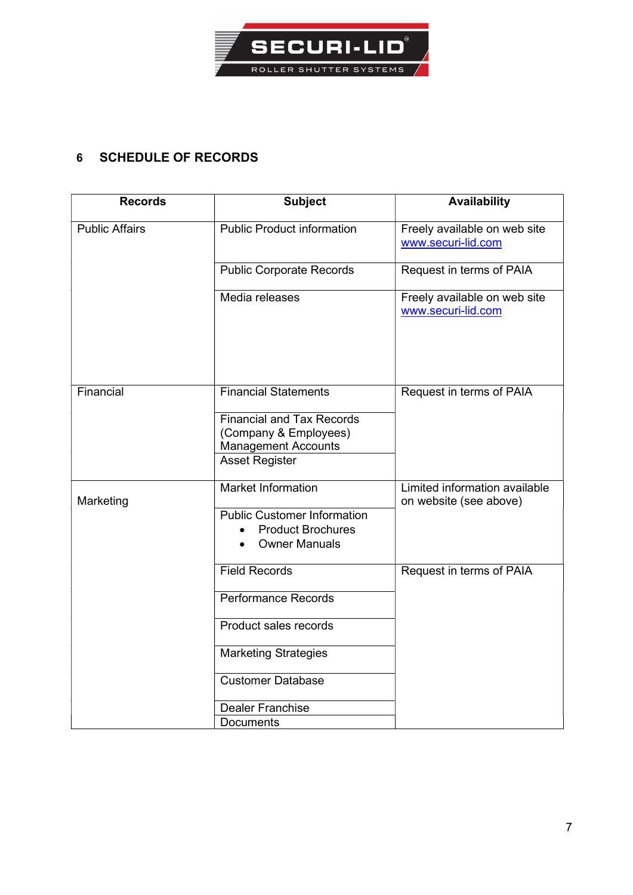## 6 SCHEDULE OF RECORDS

| Records | Subject | Availability |
|---|---|---|
| Public Affairs | Public Product information | Freely available on web site www.securi-lid.com |
| | Public Corporate Records | Request in terms of PAIA |
| | Media releases | Freely available on web site www.securi-lid.com |
| Financial | Financial Statements | Request in terms of PAIA |
| | Financial and Tax Records (Company & Employees) Management Accounts | |
| | Asset Register | |
| Marketing | Market Information | Limited information available on website (see above) |
| | Public Customer Information<br>• Product Brochures<br>• Owner Manuals | |
| | Field Records | Request in terms of PAIA |
| | Performance Records | |
| | Product sales records | |
| | Marketing Strategies | |
| | Customer Database | |
| | Dealer Franchise | |
| | Documents | |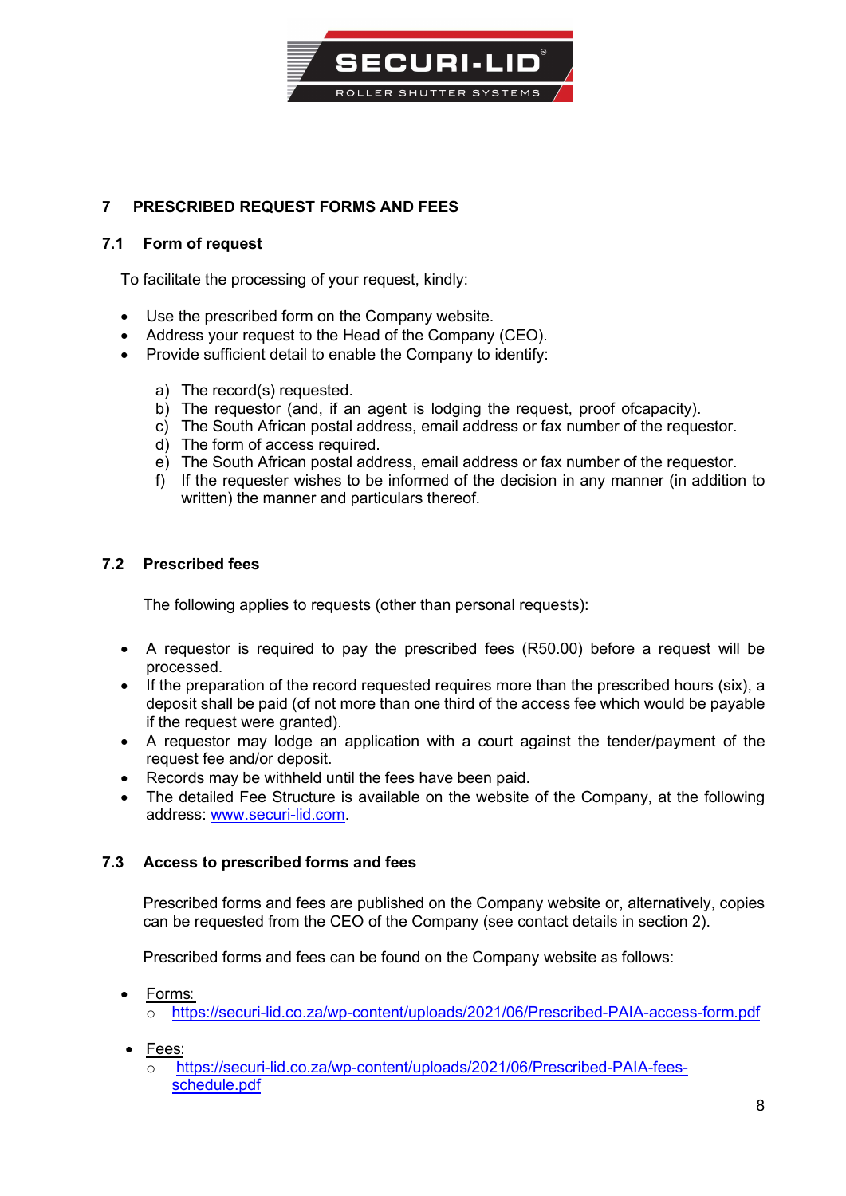## 7 PRESCRIBED REQUEST FORMS AND FEES

### 7.1 Form of request

To facilitate the processing of your request, kindly:

- Use the prescribed form on the Company website.
- Address your request to the Head of the Company (CEO).
- Provide sufficient detail to enable the Company to identify:

  a) The record(s) requested.
  b) The requestor (and, if an agent is lodging the request, proof ofcapacity).
  c) The South African postal address, email address or fax number of the requestor.
  d) The form of access required.
  e) The South African postal address, email address or fax number of the requestor.
  f) If the requester wishes to be informed of the decision in any manner (in addition to written) the manner and particulars thereof.

### 7.2 Prescribed fees

The following applies to requests (other than personal requests):

- A requestor is required to pay the prescribed fees (R50.00) before a request will be processed.
- If the preparation of the record requested requires more than the prescribed hours (six), a deposit shall be paid (of not more than one third of the access fee which would be payable if the request were granted).
- A requestor may lodge an application with a court against the tender/payment of the request fee and/or deposit.
- Records may be withheld until the fees have been paid.
- The detailed Fee Structure is available on the website of the Company, at the following address: www.securi-lid.com.

### 7.3 Access to prescribed forms and fees

Prescribed forms and fees are published on the Company website or, alternatively, copies can be requested from the CEO of the Company (see contact details in section 2).

Prescribed forms and fees can be found on the Company website as follows:

- Forms:
  - https://securi-lid.co.za/wp-content/uploads/2021/06/Prescribed-PAIA-access-form.pdf

- Fees:
  - https://securi-lid.co.za/wp-content/uploads/2021/06/Prescribed-PAIA-fees-schedule.pdf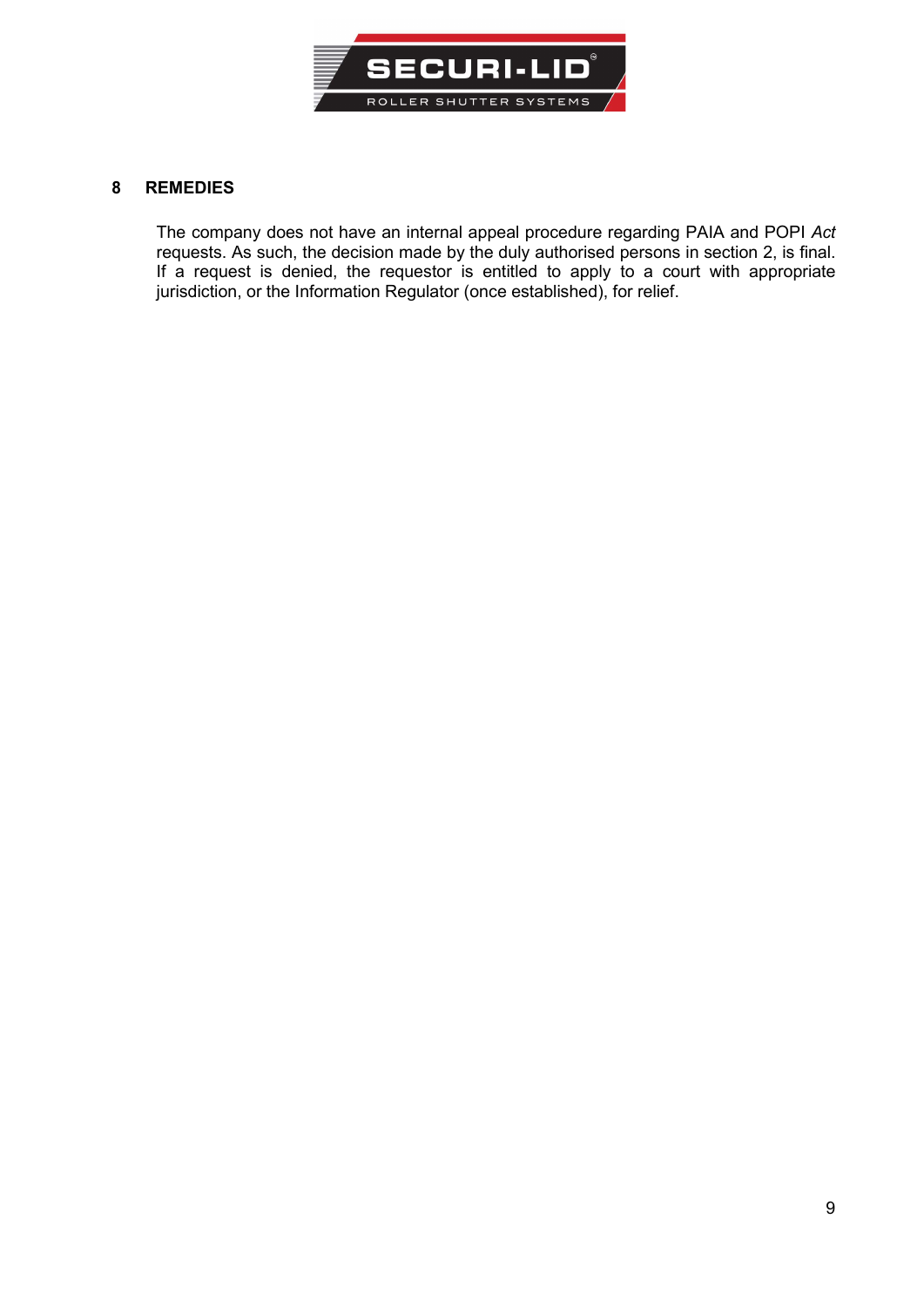## 8 REMEDIES

The company does not have an internal appeal procedure regarding PAIA and POPI *Act* requests. As such, the decision made by the duly authorised persons in section 2, is final. If a request is denied, the requestor is entitled to apply to a court with appropriate jurisdiction, or the Information Regulator (once established), for relief.